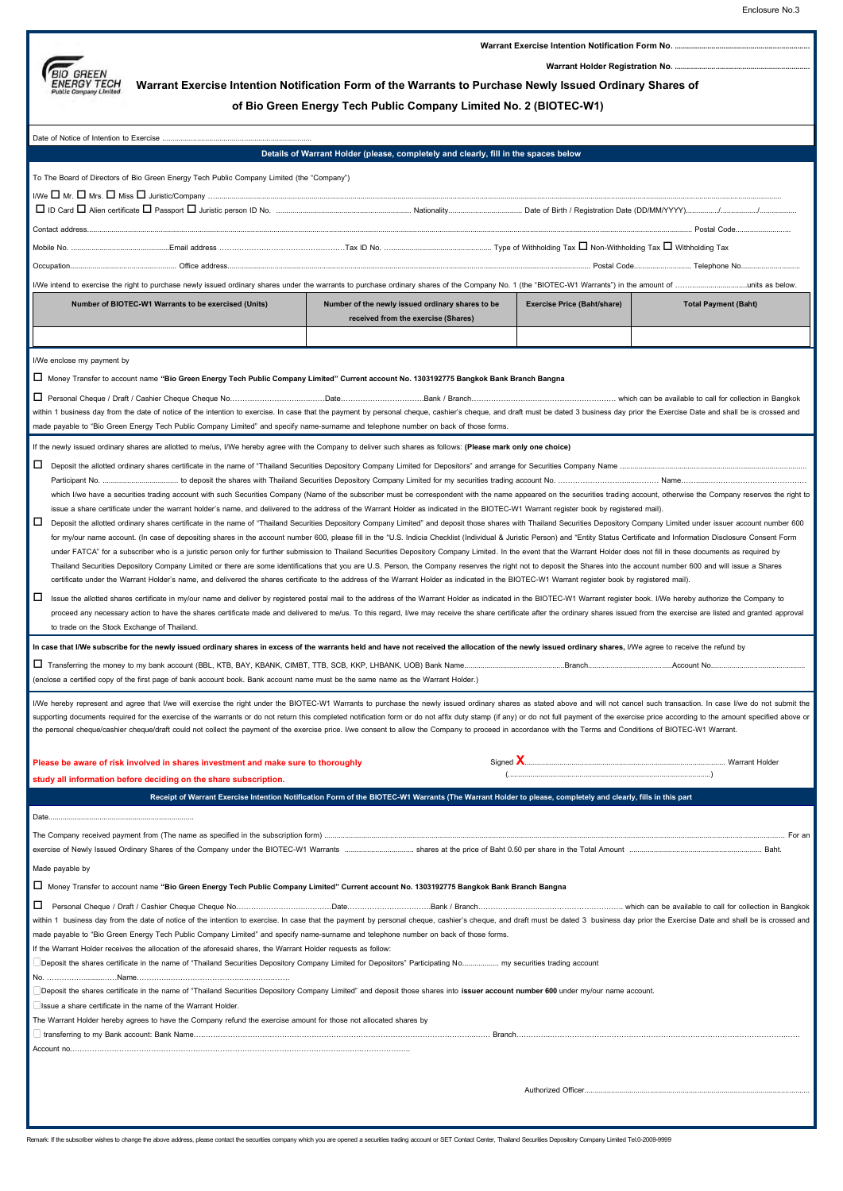Enclosure No.3

**Warrant Exercise Intention Notification Form No. ..................................................................**

**Warrant Holder Registration No. ..................................................................**

BIO GREEN ENERGY TECH Public Company Limited

# Warrant Exercise Intention Notification Form of the Warrants to Purchase Newly Issued Ordinary Shares of of Bio Green Energy Tech Public Company Limited No. 2 (BIOTEC-W1)

Date of Notice of Intention to Exercise ..........................................................................

**Details of Warrant Holder (please, completely and clearly, fill in the spaces below**

To The Board of Directors of Bio Green Energy Tech Public Company Limited (the "Company")

I/We ☐ Mr. ☐ Mrs. ☐ Miss ☐ Juristic/Company ....................................................................................................................................................................................................................................

☐ ID Card ☐ Alien certificate ☐ Passport ☐ Juristic person ID No. ..................................................................... Nationality.................................... Date of Birth / Registration Date (DD/MM/YYYY)................/................./..................

Contact address.......................................................................................................................................................................................................................................... Postal Code...........................

Mobile No. .................................................Email address ………………………………………….Tax ID No. ..................................................... Type of Withholding Tax ☐ Non-Withholding Tax ☐ Withholding Tax

Occupation................................................... Office address.............................................................................................................................................................. Postal Code........................... Telephone No............................

I/We intend to exercise the right to purchase newly issued ordinary shares under the warrants to purchase ordinary shares of the Company No. 1 (the "BIOTEC-W1 Warrants") in the amount of ……………………………units as below.

| Number of BIOTEC-W1 Warrants to be exercised (Units) | Number of the newly issued ordinary shares to be received from the exercise (Shares) | Exercise Price (Baht/share) | Total Payment (Baht) |
|---|---|---|---|
| | | | |

I/We enclose my payment by

☐ Money Transfer to account name **"Bio Green Energy Tech Public Company Limited" Current account No. 1303192775 Bangkok Bank Branch Bangna**

☐ Personal Cheque / Draft / Cashier Cheque Cheque No…………………………………Date……………………………Bank / Branch…………………………………………………… which can be available to call for collection in Bangkok within 1 business day from the date of notice of the intention to exercise. In case that the payment by personal cheque, cashier's cheque, and draft must be dated 3 business day prior the Exercise Date and shall be is crossed and made payable to "Bio Green Energy Tech Public Company Limited" and specify name-surname and telephone number on back of those forms.

If the newly issued ordinary shares are allotted to me/us, I/We hereby agree with the Company to deliver such shares as follows: **(Please mark only one choice)**

☐ Deposit the allotted ordinary shares certificate in the name of "Thailand Securities Depository Company Limited for Depositors" and arrange for Securities Company Name ........................................................................ Participant No. ..................................... to deposit the shares with Thailand Securities Depository Company Limited for my securities trading account No. …………………………......……. Name……….…………………………………… which I/we have a securities trading account with such Securities Company (Name of the subscriber must be correspondent with the name appeared on the securities trading account, otherwise the Company reserves the right to issue a share certificate under the warrant holder's name, and delivered to the address of the Warrant Holder as indicated in the BIOTEC-W1 Warrant register book by registered mail).

☐ Deposit the allotted ordinary shares certificate in the name of "Thailand Securities Depository Company Limited" and deposit those shares with Thailand Securities Depository Company Limited under issuer account number 600 for my/our name account. (In case of depositing shares in the account number 600, please fill in the "U.S. Indicia Checklist (Individual & Juristic Person) and "Entity Status Certificate and Information Disclosure Consent Form under FATCA" for a subscriber who is a juristic person only for further submission to Thailand Securities Depository Company Limited. In the event that the Warrant Holder does not fill in these documents as required by Thailand Securities Depository Company Limited or there are some identifications that you are U.S. Person, the Company reserves the right not to deposit the Shares into the account number 600 and will issue a Shares certificate under the Warrant Holder's name, and delivered the shares certificate to the address of the Warrant Holder as indicated in the BIOTEC-W1 Warrant register book by registered mail).

☐ Issue the allotted shares certificate in my/our name and deliver by registered postal mail to the address of the Warrant Holder as indicated in the BIOTEC-W1 Warrant register book. I/We hereby authorize the Company to proceed any necessary action to have the shares certificate made and delivered to me/us. To this regard, I/we may receive the share certificate after the ordinary shares issued from the exercise are listed and granted approval to trade on the Stock Exchange of Thailand.

**In case that I/We subscribe for the newly issued ordinary shares in excess of the warrants held and have not received the allocation of the newly issued ordinary shares,** I/We agree to receive the refund by

☐ Transferring the money to my bank account (BBL, KTB, BAY, KBANK, CIMBT, TTB, SCB, KKP, LHBANK, UOB) Bank Name..................................................Branch.........................................Account No.............................................. (enclose a certified copy of the first page of bank account book. Bank account name must be the same name as the Warrant Holder.)

I/We hereby represent and agree that I/we will exercise the right under the BIOTEC-W1 Warrants to purchase the newly issued ordinary shares as stated above and will not cancel such transaction. In case I/we do not submit the supporting documents required for the exercise of the warrants or do not return this completed notification form or do not affix duty stamp (if any) or do not full payment of the exercise price according to the amount specified above or the personal cheque/cashier cheque/draft could not collect the payment of the exercise price. I/We consent to allow the Company to proceed in accordance with the Terms and Conditions of BIOTEC-W1 Warrant.

**Please be aware of risk involved in shares investment and make sure to thoroughly study all information before deciding on the share subscription.**

Signed **X**.................................................................................................... Warrant Holder

(..............................................................................................)

**Receipt of Warrant Exercise Intention Notification Form of the BIOTEC-W1 Warrants (The Warrant Holder to please, completely and clearly, fills in this part**

Date......................................................................

The Company received payment from (The name as specified in the subscription form) ............................................................................................................................................................................................ For an exercise of Newly Issued Ordinary Shares of the Company under the BIOTEC-W1 Warrants ................................. shares at the price of Baht 0.50 per share in the Total Amount ................................................................ Baht.

Made payable by

☐ Money Transfer to account name **"Bio Green Energy Tech Public Company Limited" Current account No. 1303192775 Bangkok Bank Branch Bangna**

☐ Personal Cheque / Draft / Cashier Cheque Cheque No…………………………………Date……………………………Bank / Branch…………………………………………………… which can be available to call for collection in Bangkok within 1 business day from the date of notice of the intention to exercise. In case that the payment by personal cheque, cashier's cheque, and draft must be dated 3 business day prior the Exercise Date and shall be is crossed and made payable to "Bio Green Energy Tech Public Company Limited" and specify name-surname and telephone number on back of those forms.

If the Warrant Holder receives the allocation of the aforesaid shares, the Warrant Holder requests as follow:

☐ Deposit the shares certificate in the name of "Thailand Securities Depository Company Limited for Depositors" Participating No................. my securities trading account No. …………….............Name…………………………………………………….

☐ Deposit the shares certificate in the name of "Thailand Securities Depository Company Limited" and deposit those shares into **issuer account number 600** under my/our name account.

☐ Issue a share certificate in the name of the Warrant Holder.

The Warrant Holder hereby agrees to have the Company refund the exercise amount for those not allocated shares by

☐ transferring to my Bank account: Bank Name…………………………………………………………………………………………… Branch………………………………………………………………………………………
Account no.………………………………………………………………………………………………………

Authorized Officer..........................................................................................

Remark: If the subscriber wishes to change the above address, please contact the securities company which you are opened a securities trading account or SET Contact Center, Thailand Securities Depository Company Limited Tel.0-2009-9999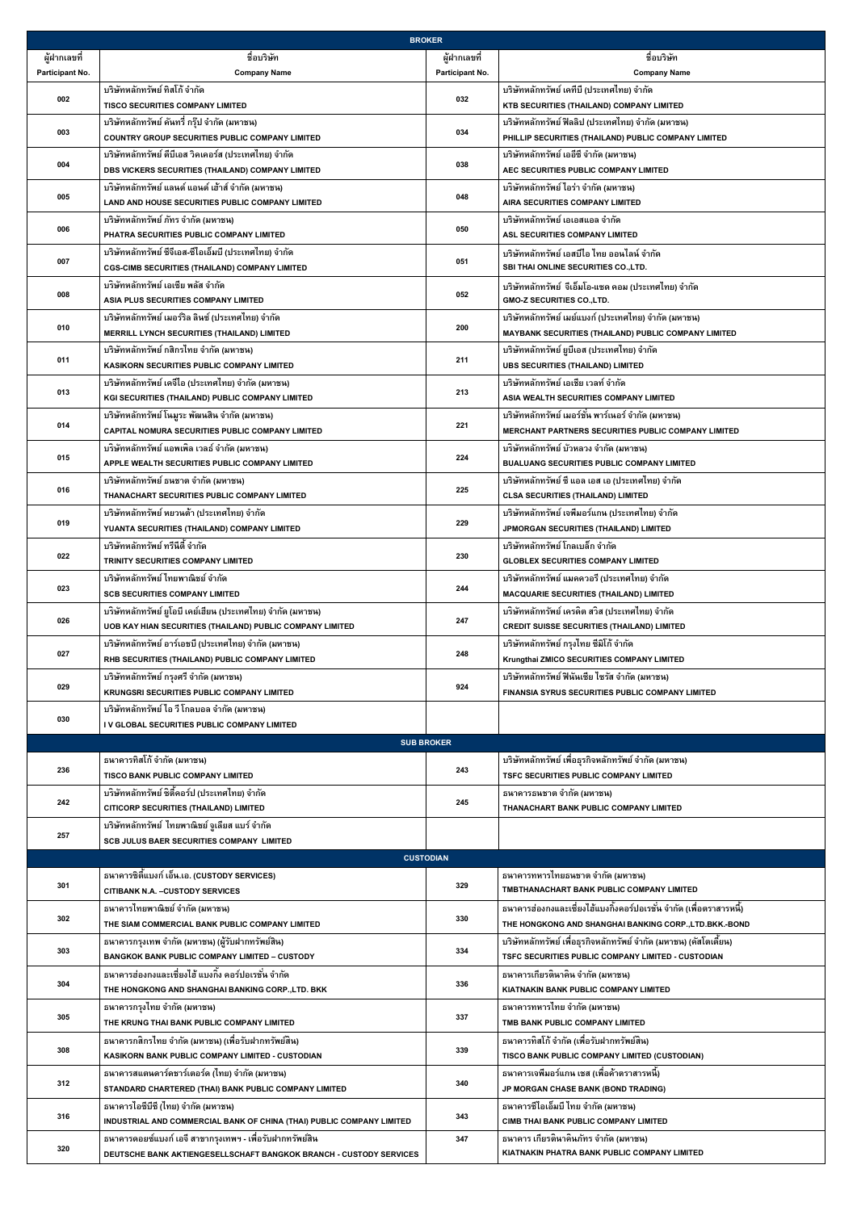| ผู้ฝากเลขที่<br>Participant No. | ชื่อบริษัท<br>Company Name | ผู้ฝากเลขที่<br>Participant No. | ชื่อบริษัท<br>Company Name |
|---|---|---|---|
| **BROKER** | | | |
| 002 | บริษัทหลักทรัพย์ ทิสโก้ จำกัด<br>TISCO SECURITIES COMPANY LIMITED | 032 | บริษัทหลักทรัพย์ เคทีบี (ประเทศไทย) จำกัด<br>KTB SECURITIES (THAILAND) COMPANY LIMITED |
| 003 | บริษัทหลักทรัพย์ คันทรี่ กรุ๊ป จำกัด (มหาชน)<br>COUNTRY GROUP SECURITIES PUBLIC COMPANY LIMITED | 034 | บริษัทหลักทรัพย์ ฟิลลิป (ประเทศไทย) จำกัด (มหาชน)<br>PHILLIP SECURITIES (THAILAND) PUBLIC COMPANY LIMITED |
| 004 | บริษัทหลักทรัพย์ ดีบีเอส วิคเคอร์ส (ประเทศไทย) จำกัด<br>DBS VICKERS SECURITIES (THAILAND) COMPANY LIMITED | 038 | บริษัทหลักทรัพย์ เออีซี จำกัด (มหาชน)<br>AEC SECURITIES PUBLIC COMPANY LIMITED |
| 005 | บริษัทหลักทรัพย์ แลนด์ แอนด์ เฮ้าส์ จำกัด (มหาชน)<br>LAND AND HOUSE SECURITIES PUBLIC COMPANY LIMITED | 048 | บริษัทหลักทรัพย์ ไอร่า จำกัด (มหาชน)<br>AIRA SECURITIES COMPANY LIMITED |
| 006 | บริษัทหลักทรัพย์ ภัทร จำกัด (มหาชน)<br>PHATRA SECURITIES PUBLIC COMPANY LIMITED | 050 | บริษัทหลักทรัพย์ เอเอสแอล จำกัด<br>ASL SECURITIES COMPANY LIMITED |
| 007 | บริษัทหลักทรัพย์ ซีจีเอส-ซีไอเอ็มบี (ประเทศไทย) จำกัด<br>CGS-CIMB SECURITIES (THAILAND) COMPANY LIMITED | 051 | บริษัทหลักทรัพย์ เอสบีไอ ไทย ออนไลน์ จำกัด<br>SBI THAI ONLINE SECURITIES CO.,LTD. |
| 008 | บริษัทหลักทรัพย์ เอเซีย พลัส จำกัด<br>ASIA PLUS SECURITIES COMPANY LIMITED | 052 | บริษัทหลักทรัพย์ จีเอ็มโอ-แซด คอม (ประเทศไทย) จำกัด<br>GMO-Z SECURITIES CO.,LTD. |
| 010 | บริษัทหลักทรัพย์ เมอร์ริล ลินช์ (ประเทศไทย) จำกัด<br>MERRILL LYNCH SECURITIES (THAILAND) LIMITED | 200 | บริษัทหลักทรัพย์ เมย์แบงก์ (ประเทศไทย) จำกัด (มหาชน)<br>MAYBANK SECURITIES (THAILAND) PUBLIC COMPANY LIMITED |
| 011 | บริษัทหลักทรัพย์ กสิกรไทย จำกัด (มหาชน)<br>KASIKORN SECURITIES PUBLIC COMPANY LIMITED | 211 | บริษัทหลักทรัพย์ ยูบีเอส (ประเทศไทย) จำกัด<br>UBS SECURITIES (THAILAND) LIMITED |
| 013 | บริษัทหลักทรัพย์ เคจีไอ (ประเทศไทย) จำกัด (มหาชน)<br>KGI SECURITIES (THAILAND) PUBLIC COMPANY LIMITED | 213 | บริษัทหลักทรัพย์ เอเซีย เวลท์ จำกัด<br>ASIA WEALTH SECURITIES COMPANY LIMITED |
| 014 | บริษัทหลักทรัพย์ โนมูระ พัฒนสิน จำกัด (มหาชน)<br>CAPITAL NOMURA SECURITIES PUBLIC COMPANY LIMITED | 221 | บริษัทหลักทรัพย์ เมอร์ชั่น พาร์ทเนอร์ จำกัด (มหาชน)<br>MERCHANT PARTNERS SECURITIES PUBLIC COMPANY LIMITED |
| 015 | บริษัทหลักทรัพย์ แอพเพิล เวลธ์ จำกัด (มหาชน)<br>APPLE WEALTH SECURITIES PUBLIC COMPANY LIMITED | 224 | บริษัทหลักทรัพย์ บัวหลวง จำกัด (มหาชน)<br>BUALUANG SECURITIES PUBLIC COMPANY LIMITED |
| 016 | บริษัทหลักทรัพย์ ธนชาต จำกัด (มหาชน)<br>THANACHART SECURITIES PUBLIC COMPANY LIMITED | 225 | บริษัทหลักทรัพย์ ซี แอล เอส เอ (ประเทศไทย) จำกัด<br>CLSA SECURITIES (THAILAND) LIMITED |
| 019 | บริษัทหลักทรัพย์ หยวนต้า (ประเทศไทย) จำกัด<br>YUANTA SECURITIES (THAILAND) COMPANY LIMITED | 229 | บริษัทหลักทรัพย์ เจพีมอร์แกน (ประเทศไทย) จำกัด<br>JPMORGAN SECURITIES (THAILAND) LIMITED |
| 022 | บริษัทหลักทรัพย์ ทรีนีตี้ จำกัด<br>TRINITY SECURITIES COMPANY LIMITED | 230 | บริษัทหลักทรัพย์ โกลเบล็ก จำกัด<br>GLOBLEX SECURITIES COMPANY LIMITED |
| 023 | บริษัทหลักทรัพย์ ไทยพาณิชย์ จำกัด<br>SCB SECURITIES COMPANY LIMITED | 244 | บริษัทหลักทรัพย์ แมคควอรี (ประเทศไทย) จำกัด<br>MACQUARIE SECURITIES (THAILAND) LIMITED |
| 026 | บริษัทหลักทรัพย์ ยูโอบี เคย์เฮียน (ประเทศไทย) จำกัด (มหาชน)<br>UOB KAY HIAN SECURITIES (THAILAND) PUBLIC COMPANY LIMITED | 247 | บริษัทหลักทรัพย์ เครดิต สวิส (ประเทศไทย) จำกัด<br>CREDIT SUISSE SECURITIES (THAILAND) LIMITED |
| 027 | บริษัทหลักทรัพย์ อาร์เอชบี (ประเทศไทย) จำกัด (มหาชน)<br>RHB SECURITIES (THAILAND) PUBLIC COMPANY LIMITED | 248 | บริษัทหลักทรัพย์ กรุงไทย ซีมิโก้ จำกัด<br>Krungthai ZMICO SECURITIES COMPANY LIMITED |
| 029 | บริษัทหลักทรัพย์ กรุงศรี จำกัด (มหาชน)<br>KRUNGSRI SECURITIES PUBLIC COMPANY LIMITED | 924 | บริษัทหลักทรัพย์ ฟินันเซีย ไซรัส จำกัด (มหาชน)<br>FINANSIA SYRUS SECURITIES PUBLIC COMPANY LIMITED |
| 030 | บริษัทหลักทรัพย์ ไอ วี โกลบอล จำกัด (มหาชน)<br>I V GLOBAL SECURITIES PUBLIC COMPANY LIMITED | | |
| **SUB BROKER** | | | |
| 236 | ธนาคารทิสโก้ จำกัด (มหาชน)<br>TISCO BANK PUBLIC COMPANY LIMITED | 243 | บริษัทหลักทรัพย์ เพื่อธุรกิจหลักทรัพย์ จำกัด (มหาชน)<br>TSFC SECURITIES PUBLIC COMPANY LIMITED |
| 242 | บริษัทหลักทรัพย์ ซิตี้คอร์ป (ประเทศไทย) จำกัด<br>CITICORP SECURITIES (THAILAND) LIMITED | 245 | ธนาคารธนชาต จำกัด (มหาชน)<br>THANACHART BANK PUBLIC COMPANY LIMITED |
| 257 | บริษัทหลักทรัพย์ ไทยพาณิชย์ จูเลียส แบร์ จำกัด<br>SCB JULUS BAER SECURITIES COMPANY LIMITED | | |
| **CUSTODIAN** | | | |
| 301 | ธนาคารซิตี้แบงก์ เอ็น.เอ. (CUSTODY SERVICES)<br>CITIBANK N.A. –CUSTODY SERVICES | 329 | ธนาคารทหารไทยธนชาต จำกัด (มหาชน)<br>TMBTHANACHART BANK PUBLIC COMPANY LIMITED |
| 302 | ธนาคารไทยพาณิชย์ จำกัด (มหาชน)<br>THE SIAM COMMERCIAL BANK PUBLIC COMPANY LIMITED | 330 | ธนาคารฮ่องกงและเซี่ยงไฮ้แบงกิ้งคอร์ปอเรชั่น จำกัด (เพื่อตราสารหนี้)<br>THE HONGKONG AND SHANGHAI BANKING CORP.,LTD.BKK.-BOND |
| 303 | ธนาคารกรุงเทพ จำกัด (มหาชน) (ผู้รับฝากทรัพย์สิน)<br>BANGKOK BANK PUBLIC COMPANY LIMITED – CUSTODY | 334 | บริษัทหลักทรัพย์ เพื่อธุรกิจหลักทรัพย์ จำกัด (มหาชน) (คัสโตเดี้ยน)<br>TSFC SECURITIES PUBLIC COMPANY LIMITED - CUSTODIAN |
| 304 | ธนาคารฮ่องกงและเซี่ยงไฮ้ แบงกิ้ง คอร์ปอเรชั่น จำกัด<br>THE HONGKONG AND SHANGHAI BANKING CORP.,LTD. BKK | 336 | ธนาคารเกียรตินาคิน จำกัด (มหาชน)<br>KIATNAKIN BANK PUBLIC COMPANY LIMITED |
| 305 | ธนาคารกรุงไทย จำกัด (มหาชน)<br>THE KRUNG THAI BANK PUBLIC COMPANY LIMITED | 337 | ธนาคารทหารไทย จำกัด (มหาชน)<br>TMB BANK PUBLIC COMPANY LIMITED |
| 308 | ธนาคารกสิกรไทย จำกัด (มหาชน) (เพื่อรับฝากทรัพย์สิน)<br>KASIKORN BANK PUBLIC COMPANY LIMITED - CUSTODIAN | 339 | ธนาคารทิสโก้ จำกัด (เพื่อรับฝากทรัพย์สิน)<br>TISCO BANK PUBLIC COMPANY LIMITED (CUSTODIAN) |
| 312 | ธนาคารสแตนดาร์ดชาร์เตอร์ด (ไทย) จำกัด (มหาชน)<br>STANDARD CHARTERED (THAI) BANK PUBLIC COMPANY LIMITED | 340 | ธนาคารเจพีมอร์แกน เชส (เพื่อค้าตราสารหนี้)<br>JP MORGAN CHASE BANK (BOND TRADING) |
| 316 | ธนาคารไอซีบีซี (ไทย) จำกัด (มหาชน)<br>INDUSTRIAL AND COMMERCIAL BANK OF CHINA (THAI) PUBLIC COMPANY LIMITED | 343 | ธนาคารซีไอเอ็มบี ไทย จำกัด (มหาชน)<br>CIMB THAI BANK PUBLIC COMPANY LIMITED |
| 320 | ธนาคารดอยซ์แบงก์ เอจี สาขากรุงเทพฯ - เพื่อรับฝากทรัพย์สิน<br>DEUTSCHE BANK AKTIENGESELLSCHAFT BANGKOK BRANCH - CUSTODY SERVICES | 347 | ธนาคาร เกียรตินาคินภัทร จำกัด (มหาชน)<br>KIATNAKIN PHATRA BANK PUBLIC COMPANY LIMITED |